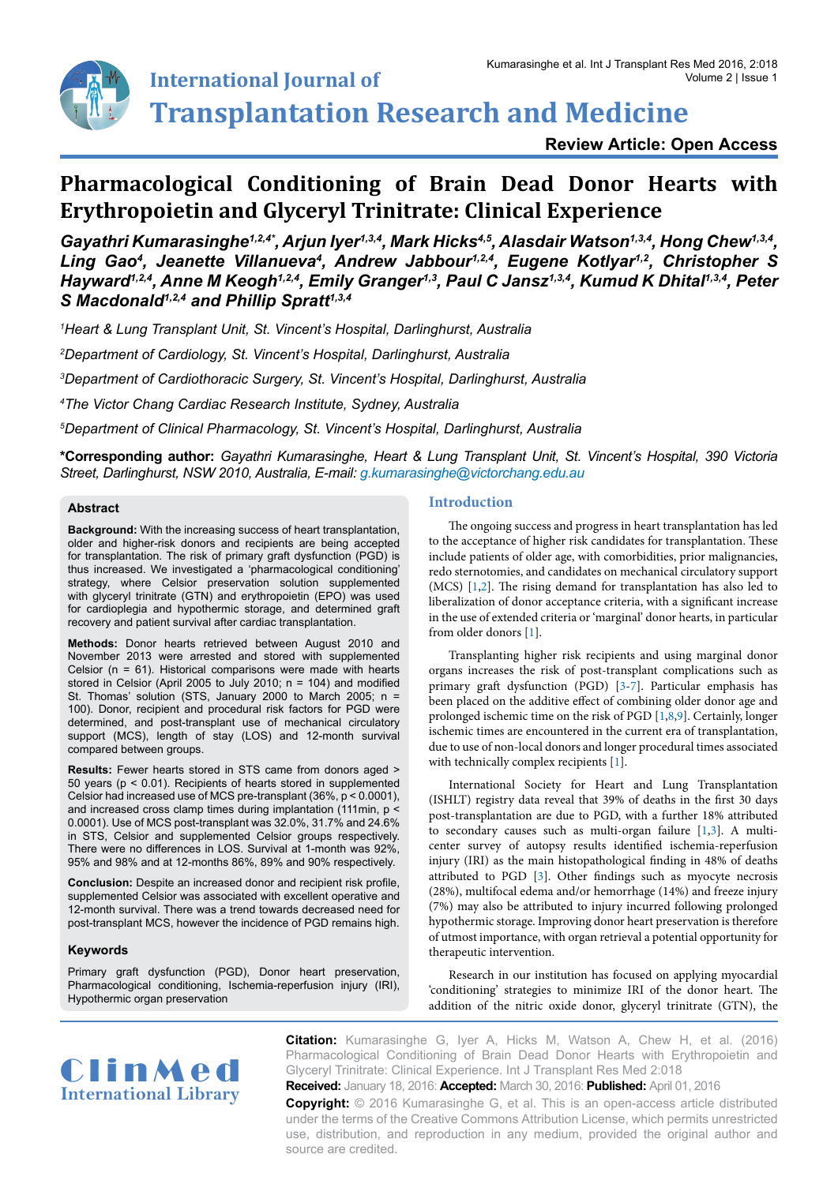Review Article: Open Access

# Pharmacological Conditioning of Brain Dead Donor Hearts with Erythropoietin and Glyceryl Trinitrate: Clinical Experience

*Gayathri Kumarasinghe[1,2,4*], Arjun Iyer[1,3,4], Mark Hicks[4,5], Alasdair Watson[1,3,4], Hong Chew[1,3,4], Ling Gao[4], Jeanette Villanueva[4], Andrew Jabbour[1,2,4], Eugene Kotlyar[1,2], Christopher S Hayward[1,2,4], Anne M Keogh[1,2,4], Emily Granger[1,3], Paul C Jansz[1,3,4], Kumud K Dhital[1,3,4], Peter S Macdonald[1,2,4] and Phillip Spratt[1,3,4]*

[1]Heart & Lung Transplant Unit, St. Vincent's Hospital, Darlinghurst, Australia

[2]Department of Cardiology, St. Vincent's Hospital, Darlinghurst, Australia

[3]Department of Cardiothoracic Surgery, St. Vincent's Hospital, Darlinghurst, Australia

[4]The Victor Chang Cardiac Research Institute, Sydney, Australia

[5]Department of Clinical Pharmacology, St. Vincent's Hospital, Darlinghurst, Australia

**\*Corresponding author:** *Gayathri Kumarasinghe, Heart & Lung Transplant Unit, St. Vincent's Hospital, 390 Victoria Street, Darlinghurst, NSW 2010, Australia, E-mail: g.kumarasinghe@victorchang.edu.au*

## Abstract

**Background:** With the increasing success of heart transplantation, older and higher-risk donors and recipients are being accepted for transplantation. The risk of primary graft dysfunction (PGD) is thus increased. We investigated a 'pharmacological conditioning' strategy, where Celsior preservation solution supplemented with glyceryl trinitrate (GTN) and erythropoietin (EPO) was used for cardioplegia and hypothermic storage, and determined graft recovery and patient survival after cardiac transplantation.

**Methods:** Donor hearts retrieved between August 2010 and November 2013 were arrested and stored with supplemented Celsior (n = 61). Historical comparisons were made with hearts stored in Celsior (April 2005 to July 2010; n = 104) and modified St. Thomas' solution (STS, January 2000 to March 2005; n = 100). Donor, recipient and procedural risk factors for PGD were determined, and post-transplant use of mechanical circulatory support (MCS), length of stay (LOS) and 12-month survival compared between groups.

**Results:** Fewer hearts stored in STS came from donors aged > 50 years ($p < 0.01$). Recipients of hearts stored in supplemented Celsior had increased use of MCS pre-transplant (36%, $p < 0.0001$), and increased cross clamp times during implantation (111min, $p < 0.0001$). Use of MCS post-transplant was 32.0%, 31.7% and 24.6% in STS, Celsior and supplemented Celsior groups respectively. There were no differences in LOS. Survival at 1-month was 92%, 95% and 98% and at 12-months 86%, 89% and 90% respectively.

**Conclusion:** Despite an increased donor and recipient risk profile, supplemented Celsior was associated with excellent operative and 12-month survival. There was a trend towards decreased need for post-transplant MCS, however the incidence of PGD remains high.

### Keywords

Primary graft dysfunction (PGD), Donor heart preservation, Pharmacological conditioning, Ischemia-reperfusion injury (IRI), Hypothermic organ preservation

## Introduction

The ongoing success and progress in heart transplantation has led to the acceptance of higher risk candidates for transplantation. These include patients of older age, with comorbidities, prior malignancies, redo sternotomies, and candidates on mechanical circulatory support (MCS) [1,2]. The rising demand for transplantation has also led to liberalization of donor acceptance criteria, with a significant increase in the use of extended criteria or 'marginal' donor hearts, in particular from older donors [1].

Transplanting higher risk recipients and using marginal donor organs increases the risk of post-transplant complications such as primary graft dysfunction (PGD) [3-7]. Particular emphasis has been placed on the additive effect of combining older donor age and prolonged ischemic time on the risk of PGD [1,8,9]. Certainly, longer ischemic times are encountered in the current era of transplantation, due to use of non-local donors and longer procedural times associated with technically complex recipients [1].

International Society for Heart and Lung Transplantation (ISHLT) registry data reveal that 39% of deaths in the first 30 days post-transplantation are due to PGD, with a further 18% attributed to secondary causes such as multi-organ failure [1,3]. A multi-center survey of autopsy results identified ischemia-reperfusion injury (IRI) as the main histopathological finding in 48% of deaths attributed to PGD [3]. Other findings such as myocyte necrosis (28%), multifocal edema and/or hemorrhage (14%) and freeze injury (7%) may also be attributed to injury incurred following prolonged hypothermic storage. Improving donor heart preservation is therefore of utmost importance, with organ retrieval a potential opportunity for therapeutic intervention.

Research in our institution has focused on applying myocardial 'conditioning' strategies to minimize IRI of the donor heart. The addition of the nitric oxide donor, glyceryl trinitrate (GTN), the

**Citation:** Kumarasinghe G, Iyer A, Hicks M, Watson A, Chew H, et al. (2016) Pharmacological Conditioning of Brain Dead Donor Hearts with Erythropoietin and Glyceryl Trinitrate: Clinical Experience. Int J Transplant Res Med 2:018

**Received:** January 18, 2016: **Accepted:** March 30, 2016: **Published:** April 01, 2016

**Copyright:** © 2016 Kumarasinghe G, et al. This is an open-access article distributed under the terms of the Creative Commons Attribution License, which permits unrestricted use, distribution, and reproduction in any medium, provided the original author and source are credited.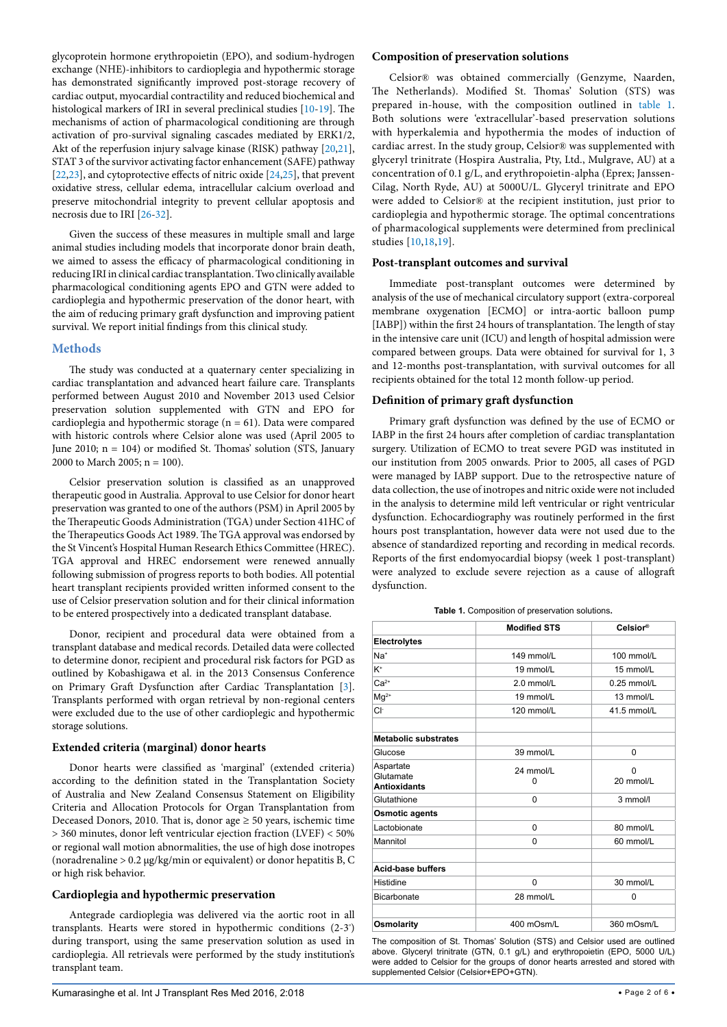glycoprotein hormone erythropoietin (EPO), and sodium-hydrogen exchange (NHE)-inhibitors to cardioplegia and hypothermic storage has demonstrated significantly improved post-storage recovery of cardiac output, myocardial contractility and reduced biochemical and histological markers of IRI in several preclinical studies [10-19]. The mechanisms of action of pharmacological conditioning are through activation of pro-survival signaling cascades mediated by ERK1/2, Akt of the reperfusion injury salvage kinase (RISK) pathway [20,21], STAT 3 of the survivor activating factor enhancement (SAFE) pathway [22,23], and cytoprotective effects of nitric oxide [24,25], that prevent oxidative stress, cellular edema, intracellular calcium overload and preserve mitochondrial integrity to prevent cellular apoptosis and necrosis due to IRI [26-32].

Given the success of these measures in multiple small and large animal studies including models that incorporate donor brain death, we aimed to assess the efficacy of pharmacological conditioning in reducing IRI in clinical cardiac transplantation. Two clinically available pharmacological conditioning agents EPO and GTN were added to cardioplegia and hypothermic preservation of the donor heart, with the aim of reducing primary graft dysfunction and improving patient survival. We report initial findings from this clinical study.

## Methods

The study was conducted at a quaternary center specializing in cardiac transplantation and advanced heart failure care. Transplants performed between August 2010 and November 2013 used Celsior preservation solution supplemented with GTN and EPO for cardioplegia and hypothermic storage (n = 61). Data were compared with historic controls where Celsior alone was used (April 2005 to June 2010; n = 104) or modified St. Thomas' solution (STS, January 2000 to March 2005; n = 100).

Celsior preservation solution is classified as an unapproved therapeutic good in Australia. Approval to use Celsior for donor heart preservation was granted to one of the authors (PSM) in April 2005 by the Therapeutic Goods Administration (TGA) under Section 41HC of the Therapeutics Goods Act 1989. The TGA approval was endorsed by the St Vincent's Hospital Human Research Ethics Committee (HREC). TGA approval and HREC endorsement were renewed annually following submission of progress reports to both bodies. All potential heart transplant recipients provided written informed consent to the use of Celsior preservation solution and for their clinical information to be entered prospectively into a dedicated transplant database.

Donor, recipient and procedural data were obtained from a transplant database and medical records. Detailed data were collected to determine donor, recipient and procedural risk factors for PGD as outlined by Kobashigawa et al. in the 2013 Consensus Conference on Primary Graft Dysfunction after Cardiac Transplantation [3]. Transplants performed with organ retrieval by non-regional centers were excluded due to the use of other cardioplegic and hypothermic storage solutions.

### Extended criteria (marginal) donor hearts

Donor hearts were classified as 'marginal' (extended criteria) according to the definition stated in the Transplantation Society of Australia and New Zealand Consensus Statement on Eligibility Criteria and Allocation Protocols for Organ Transplantation from Deceased Donors, 2010. That is, donor age ≥ 50 years, ischemic time > 360 minutes, donor left ventricular ejection fraction (LVEF) < 50% or regional wall motion abnormalities, the use of high dose inotropes (noradrenaline > 0.2 μg/kg/min or equivalent) or donor hepatitis B, C or high risk behavior.

### Cardioplegia and hypothermic preservation

Antegrade cardioplegia was delivered via the aortic root in all transplants. Hearts were stored in hypothermic conditions (2-3°) during transport, using the same preservation solution as used in cardioplegia. All retrievals were performed by the study institution's transplant team.

### Composition of preservation solutions

Celsior® was obtained commercially (Genzyme, Naarden, The Netherlands). Modified St. Thomas' Solution (STS) was prepared in-house, with the composition outlined in table 1. Both solutions were 'extracellular'-based preservation solutions with hyperkalemia and hypothermia the modes of induction of cardiac arrest. In the study group, Celsior® was supplemented with glyceryl trinitrate (Hospira Australia, Pty, Ltd., Mulgrave, AU) at a concentration of 0.1 g/L, and erythropoietin-alpha (Eprex; Janssen-Cilag, North Ryde, AU) at 5000U/L. Glyceryl trinitrate and EPO were added to Celsior® at the recipient institution, just prior to cardioplegia and hypothermic storage. The optimal concentrations of pharmacological supplements were determined from preclinical studies [10,18,19].

### Post-transplant outcomes and survival

Immediate post-transplant outcomes were determined by analysis of the use of mechanical circulatory support (extra-corporeal membrane oxygenation [ECMO] or intra-aortic balloon pump [IABP]) within the first 24 hours of transplantation. The length of stay in the intensive care unit (ICU) and length of hospital admission were compared between groups. Data were obtained for survival for 1, 3 and 12-months post-transplantation, with survival outcomes for all recipients obtained for the total 12 month follow-up period.

### Definition of primary graft dysfunction

Primary graft dysfunction was defined by the use of ECMO or IABP in the first 24 hours after completion of cardiac transplantation surgery. Utilization of ECMO to treat severe PGD was instituted in our institution from 2005 onwards. Prior to 2005, all cases of PGD were managed by IABP support. Due to the retrospective nature of data collection, the use of inotropes and nitric oxide were not included in the analysis to determine mild left ventricular or right ventricular dysfunction. Echocardiography was routinely performed in the first hours post transplantation, however data were not used due to the absence of standardized reporting and recording in medical records. Reports of the first endomyocardial biopsy (week 1 post-transplant) were analyzed to exclude severe rejection as a cause of allograft dysfunction.

**Table 1.** Composition of preservation solutions.

| | Modified STS | Celsior® |
|---|---|---|
| **Electrolytes** | | |
| $Na^+$ | 149 mmol/L | 100 mmol/L |
| $K^+$ | 19 mmol/L | 15 mmol/L |
| $Ca^{2+}$ | 2.0 mmol/L | 0.25 mmol/L |
| $Mg^{2+}$ | 19 mmol/L | 13 mmol/L |
| $Cl^-$ | 120 mmol/L | 41.5 mmol/L |
| | | |
| **Metabolic substrates** | | |
| Glucose | 39 mmol/L | 0 |
| Aspartate | 24 mmol/L | 0 |
| Glutamate | 0 | 20 mmol/L |
| **Antioxidants** | | |
| Glutathione | 0 | 3 mmol/l |
| **Osmotic agents** | | |
| Lactobionate | 0 | 80 mmol/L |
| Mannitol | 0 | 60 mmol/L |
| | | |
| **Acid-base buffers** | | |
| Histidine | 0 | 30 mmol/L |
| Bicarbonate | 28 mmol/L | 0 |
| | | |
| **Osmolarity** | 400 mOsm/L | 360 mOsm/L |

The composition of St. Thomas' Solution (STS) and Celsior used are outlined above. Glyceryl trinitrate (GTN, 0.1 g/L) and erythropoietin (EPO, 5000 U/L) were added to Celsior for the groups of donor hearts arrested and stored with supplemented Celsior (Celsior+EPO+GTN).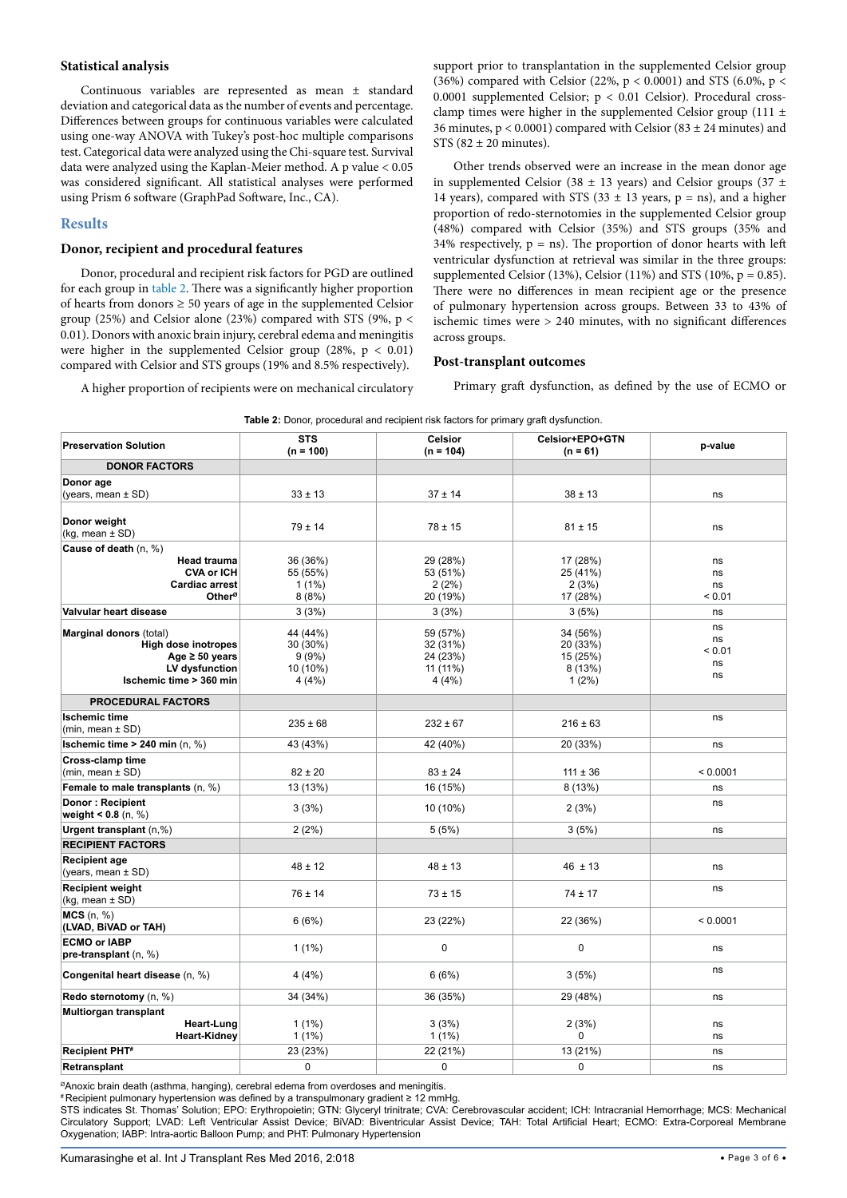### Statistical analysis

Continuous variables are represented as mean ± standard deviation and categorical data as the number of events and percentage. Differences between groups for continuous variables were calculated using one-way ANOVA with Tukey's post-hoc multiple comparisons test. Categorical data were analyzed using the Chi-square test. Survival data were analyzed using the Kaplan-Meier method. A p value < 0.05 was considered significant. All statistical analyses were performed using Prism 6 software (GraphPad Software, Inc., CA).

## Results

### Donor, recipient and procedural features

Donor, procedural and recipient risk factors for PGD are outlined for each group in table 2. There was a significantly higher proportion of hearts from donors ≥ 50 years of age in the supplemented Celsior group (25%) and Celsior alone (23%) compared with STS (9%, p < 0.01). Donors with anoxic brain injury, cerebral edema and meningitis were higher in the supplemented Celsior group (28%, p < 0.01) compared with Celsior and STS groups (19% and 8.5% respectively).

A higher proportion of recipients were on mechanical circulatory support prior to transplantation in the supplemented Celsior group (36%) compared with Celsior (22%, p < 0.0001) and STS (6.0%, p < 0.0001 supplemented Celsior; p < 0.01 Celsior). Procedural cross-clamp times were higher in the supplemented Celsior group (111 ± 36 minutes, p < 0.0001) compared with Celsior (83 ± 24 minutes) and STS (82 ± 20 minutes).

Other trends observed were an increase in the mean donor age in supplemented Celsior (38 ± 13 years) and Celsior groups (37 ± 14 years), compared with STS (33 ± 13 years, p = ns), and a higher proportion of redo-sternotomies in the supplemented Celsior group (48%) compared with Celsior (35%) and STS groups (35% and 34% respectively, p = ns). The proportion of donor hearts with left ventricular dysfunction at retrieval was similar in the three groups: supplemented Celsior (13%), Celsior (11%) and STS (10%, p = 0.85). There were no differences in mean recipient age or the presence of pulmonary hypertension across groups. Between 33 to 43% of ischemic times were > 240 minutes, with no significant differences across groups.

### Post-transplant outcomes

Primary graft dysfunction, as defined by the use of ECMO or

**Table 2:** Donor, procedural and recipient risk factors for primary graft dysfunction.

| Preservation Solution | STS (n = 100) | Celsior (n = 104) | Celsior+EPO+GTN (n = 61) | p-value |
|---|---|---|---|---|
| **DONOR FACTORS** | | | | |
| **Donor age** (years, mean ± SD) | 33 ± 13 | 37 ± 14 | 38 ± 13 | ns |
| **Donor weight** (kg, mean ± SD) | 79 ± 14 | 78 ± 15 | 81 ± 15 | ns |
| **Cause of death** (n, %) | | | | |
| **Head trauma** | 36 (36%) | 29 (28%) | 17 (28%) | ns |
| **CVA or ICH** | 55 (55%) | 53 (51%) | 25 (41%) | ns |
| **Cardiac arrest** | 1 (1%) | 2 (2%) | 2 (3%) | ns |
| **Other**[ø] | 8 (8%) | 20 (19%) | 17 (28%) | < 0.01 |
| **Valvular heart disease** | 3 (3%) | 3 (3%) | 3 (5%) | ns |
| **Marginal donors** (total) | 44 (44%) | 59 (57%) | 34 (56%) | ns |
| **High dose inotropes** | 30 (30%) | 32 (31%) | 20 (33%) | ns |
| **Age ≥ 50 years** | 9 (9%) | 24 (23%) | 15 (25%) | < 0.01 |
| **LV dysfunction** | 10 (10%) | 11 (11%) | 8 (13%) | ns |
| **Ischemic time > 360 min** | 4 (4%) | 4 (4%) | 1 (2%) | ns |
| **PROCEDURAL FACTORS** | | | | |
| **Ischemic time** (min, mean ± SD) | 235 ± 68 | 232 ± 67 | 216 ± 63 | ns |
| **Ischemic time > 240 min** (n, %) | 43 (43%) | 42 (40%) | 20 (33%) | ns |
| **Cross-clamp time** (min, mean ± SD) | 82 ± 20 | 83 ± 24 | 111 ± 36 | < 0.0001 |
| **Female to male transplants** (n, %) | 13 (13%) | 16 (15%) | 8 (13%) | ns |
| **Donor : Recipient weight < 0.8** (n, %) | 3 (3%) | 10 (10%) | 2 (3%) | ns |
| **Urgent transplant** (n,%) | 2 (2%) | 5 (5%) | 3 (5%) | ns |
| **RECIPIENT FACTORS** | | | | |
| **Recipient age** (years, mean ± SD) | 48 ± 12 | 48 ± 13 | 46 ± 13 | ns |
| **Recipient weight** (kg, mean ± SD) | 76 ± 14 | 73 ± 15 | 74 ± 17 | ns |
| **MCS** (n, %) **(LVAD, BiVAD or TAH)** | 6 (6%) | 23 (22%) | 22 (36%) | < 0.0001 |
| **ECMO or IABP pre-transplant** (n, %) | 1 (1%) | 0 | 0 | ns |
| **Congenital heart disease** (n, %) | 4 (4%) | 6 (6%) | 3 (5%) | ns |
| **Redo sternotomy** (n, %) | 34 (34%) | 36 (35%) | 29 (48%) | ns |
| **Multiorgan transplant** | | | | |
| **Heart-Lung** | 1 (1%) | 3 (3%) | 2 (3%) | ns |
| **Heart-Kidney** | 1 (1%) | 1 (1%) | 0 | ns |
| **Recipient PHT**[#] | 23 (23%) | 22 (21%) | 13 (21%) | ns |
| **Retransplant** | 0 | 0 | 0 | ns |

[ø]Anoxic brain death (asthma, hanging), cerebral edema from overdoses and meningitis.
[#]Recipient pulmonary hypertension was defined by a transpulmonary gradient ≥ 12 mmHg.
STS indicates St. Thomas' Solution; EPO: Erythropoietin; GTN: Glyceryl trinitrate; CVA: Cerebrovascular accident; ICH: Intracranial Hemorrhage; MCS: Mechanical Circulatory Support; LVAD: Left Ventricular Assist Device; BiVAD: Biventricular Assist Device; TAH: Total Artificial Heart; ECMO: Extra-Corporeal Membrane Oxygenation; IABP: Intra-aortic Balloon Pump; and PHT: Pulmonary Hypertension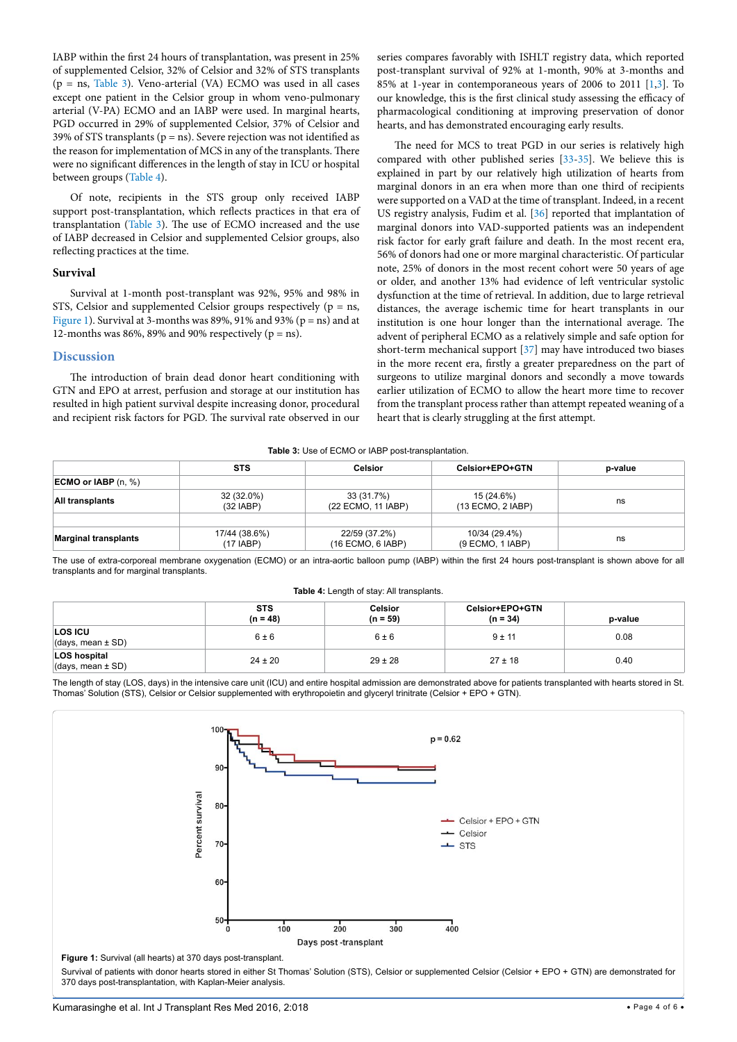IABP within the first 24 hours of transplantation, was present in 25% of supplemented Celsior, 32% of Celsior and 32% of STS transplants (p = ns, Table 3). Veno-arterial (VA) ECMO was used in all cases except one patient in the Celsior group in whom veno-pulmonary arterial (V-PA) ECMO and an IABP were used. In marginal hearts, PGD occurred in 29% of supplemented Celsior, 37% of Celsior and 39% of STS transplants (p = ns). Severe rejection was not identified as the reason for implementation of MCS in any of the transplants. There were no significant differences in the length of stay in ICU or hospital between groups (Table 4).

Of note, recipients in the STS group only received IABP support post-transplantation, which reflects practices in that era of transplantation (Table 3). The use of ECMO increased and the use of IABP decreased in Celsior and supplemented Celsior groups, also reflecting practices at the time.

### Survival

Survival at 1-month post-transplant was 92%, 95% and 98% in STS, Celsior and supplemented Celsior groups respectively (p = ns, Figure 1). Survival at 3-months was 89%, 91% and 93% (p = ns) and at 12-months was 86%, 89% and 90% respectively (p = ns).

## Discussion

The introduction of brain dead donor heart conditioning with GTN and EPO at arrest, perfusion and storage at our institution has resulted in high patient survival despite increasing donor, procedural and recipient risk factors for PGD. The survival rate observed in our series compares favorably with ISHLT registry data, which reported post-transplant survival of 92% at 1-month, 90% at 3-months and 85% at 1-year in contemporaneous years of 2006 to 2011 [1,3]. To our knowledge, this is the first clinical study assessing the efficacy of pharmacological conditioning at improving preservation of donor hearts, and has demonstrated encouraging early results.

The need for MCS to treat PGD in our series is relatively high compared with other published series [33-35]. We believe this is explained in part by our relatively high utilization of hearts from marginal donors in an era when more than one third of recipients were supported on a VAD at the time of transplant. Indeed, in a recent US registry analysis, Fudim et al. [36] reported that implantation of marginal donors into VAD-supported patients was an independent risk factor for early graft failure and death. In the most recent era, 56% of donors had one or more marginal characteristic. Of particular note, 25% of donors in the most recent cohort were 50 years of age or older, and another 13% had evidence of left ventricular systolic dysfunction at the time of retrieval. In addition, due to large retrieval distances, the average ischemic time for heart transplants in our institution is one hour longer than the international average. The advent of peripheral ECMO as a relatively simple and safe option for short-term mechanical support [37] may have introduced two biases in the more recent era, firstly a greater preparedness on the part of surgeons to utilize marginal donors and secondly a move towards earlier utilization of ECMO to allow the heart more time to recover from the transplant process rather than attempt repeated weaning of a heart that is clearly struggling at the first attempt.

**Table 3:** Use of ECMO or IABP post-transplantation.

| | STS | Celsior | Celsior+EPO+GTN | p-value |
|---|---|---|---|---|
| **ECMO or IABP** (n, %) | | | | |
| **All transplants** | 32 (32.0%)<br>(32 IABP) | 33 (31.7%)<br>(22 ECMO, 11 IABP) | 15 (24.6%)<br>(13 ECMO, 2 IABP) | ns |
| | | | | |
| **Marginal transplants** | 17/44 (38.6%)<br>(17 IABP) | 22/59 (37.2%)<br>(16 ECMO, 6 IABP) | 10/34 (29.4%)<br>(9 ECMO, 1 IABP) | ns |

The use of extra-corporeal membrane oxygenation (ECMO) or an intra-aortic balloon pump (IABP) within the first 24 hours post-transplant is shown above for all transplants and for marginal transplants.

**Table 4:** Length of stay: All transplants.

| | STS (n = 48) | Celsior (n = 59) | Celsior+EPO+GTN (n = 34) | p-value |
|---|---|---|---|---|
| **LOS ICU** (days, mean ± SD) | 6 ± 6 | 6 ± 6 | 9 ± 11 | 0.08 |
| **LOS hospital** (days, mean ± SD) | 24 ± 20 | 29 ± 28 | 27 ± 18 | 0.40 |

The length of stay (LOS, days) in the intensive care unit (ICU) and entire hospital admission are demonstrated above for patients transplanted with hearts stored in St. Thomas' Solution (STS), Celsior or Celsior supplemented with erythropoietin and glyceryl trinitrate (Celsior + EPO + GTN).

**Figure 1:** Survival (all hearts) at 370 days post-transplant.

Survival of patients with donor hearts stored in either St Thomas' Solution (STS), Celsior or supplemented Celsior (Celsior + EPO + GTN) are demonstrated for 370 days post-transplantation, with Kaplan-Meier analysis.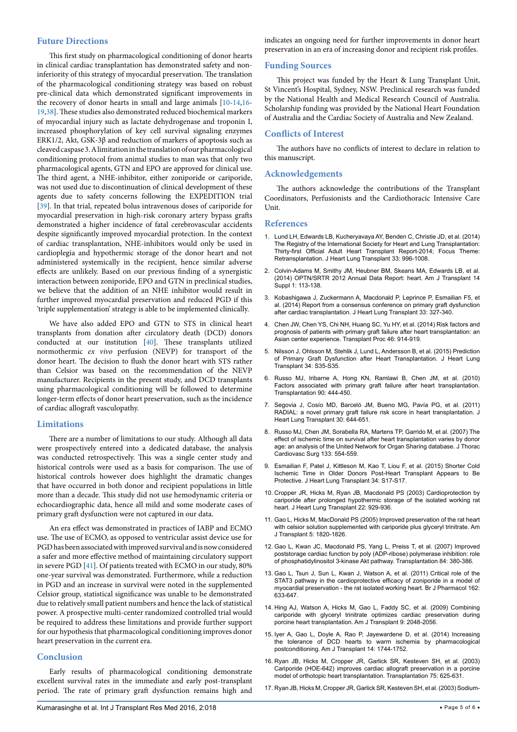## Future Directions

This first study on pharmacological conditioning of donor hearts in clinical cardiac transplantation has demonstrated safety and non-inferiority of this strategy of myocardial preservation. The translation of the pharmacological conditioning strategy was based on robust pre-clinical data which demonstrated significant improvements in the recovery of donor hearts in small and large animals [10-14,16-19,38]. These studies also demonstrated reduced biochemical markers of myocardial injury such as lactate dehydrogenase and troponin I, increased phosphorylation of key cell survival signaling enzymes ERK1/2, Akt, GSK-3β and reduction of markers of apoptosis such as cleaved caspase 3. A limitation in the translation of our pharmacological conditioning protocol from animal studies to man was that only two pharmacological agents, GTN and EPO are approved for clinical use. The third agent, a NHE-inhibitor, either zoniporide or cariporide, was not used due to discontinuation of clinical development of these agents due to safety concerns following the EXPEDITION trial [39]. In that trial, repeated bolus intravenous doses of cariporide for myocardial preservation in high-risk coronary artery bypass grafts demonstrated a higher incidence of fatal cerebrovascular accidents despite significantly improved myocardial protection. In the context of cardiac transplantation, NHE-inhibitors would only be used in cardioplegia and hypothermic storage of the donor heart and not administered systemically in the recipient, hence similar adverse effects are unlikely. Based on our previous finding of a synergistic interaction between zoniporide, EPO and GTN in preclinical studies, we believe that the addition of an NHE inhibitor would result in further improved myocardial preservation and reduced PGD if this 'triple supplementation' strategy is able to be implemented clinically.

We have also added EPO and GTN to STS in clinical heart transplants from donation after circulatory death (DCD) donors conducted at our institution [40]. These transplants utilized normothermic *ex vivo* perfusion (NEVP) for transport of the donor heart. The decision to flush the donor heart with STS rather than Celsior was based on the recommendation of the NEVP manufacturer. Recipients in the present study, and DCD transplants using pharmacological conditioning will be followed to determine longer-term effects of donor heart preservation, such as the incidence of cardiac allograft vasculopathy.

## Limitations

There are a number of limitations to our study. Although all data were prospectively entered into a dedicated database, the analysis was conducted retrospectively. This was a single center study and historical controls were used as a basis for comparison. The use of historical controls however does highlight the dramatic changes that have occurred in both donor and recipient populations in little more than a decade. This study did not use hemodynamic criteria or echocardiographic data, hence all mild and some moderate cases of primary graft dysfunction were not captured in our data.

An era effect was demonstrated in practices of IABP and ECMO use. The use of ECMO, as opposed to ventricular assist device use for PGD has been associated with improved survival and is now considered a safer and more effective method of maintaining circulatory support in severe PGD [41]. Of patients treated with ECMO in our study, 80% one-year survival was demonstrated. Furthermore, while a reduction in PGD and an increase in survival were noted in the supplemented Celsior group, statistical significance was unable to be demonstrated due to relatively small patient numbers and hence the lack of statistical power. A prospective multi-center randomized controlled trial would be required to address these limitations and provide further support for our hypothesis that pharmacological conditioning improves donor heart preservation in the current era.

## Conclusion

Early results of pharmacological conditioning demonstrate excellent survival rates in the immediate and early post-transplant period. The rate of primary graft dysfunction remains high and indicates an ongoing need for further improvements in donor heart preservation in an era of increasing donor and recipient risk profiles.

## Funding Sources

This project was funded by the Heart & Lung Transplant Unit, St Vincent's Hospital, Sydney, NSW. Preclinical research was funded by the National Health and Medical Research Council of Australia. Scholarship funding was provided by the National Heart Foundation of Australia and the Cardiac Society of Australia and New Zealand.

## Conflicts of Interest

The authors have no conflicts of interest to declare in relation to this manuscript.

## Acknowledgements

The authors acknowledge the contributions of the Transplant Coordinators, Perfusionists and the Cardiothoracic Intensive Care Unit.

## References

1. Lund LH, Edwards LB, Kucheryavaya AY, Benden C, Christie JD, et al. (2014) The Registry of the International Society for Heart and Lung Transplantation: Thirty-first Official Adult Heart Transplant Report-2014; Focus Theme: Retransplantation. J Heart Lung Transplant 33: 996-1008.
2. Colvin-Adams M, Smithy JM, Heubner BM, Skeans MA, Edwards LB, et al. (2014) OPTN/SRTR 2012 Annual Data Report: heart. Am J Transplant 14 Suppl 1: 113-138.
3. Kobashigawa J, Zuckermann A, Macdonald P, Leprince P, Esmailian F5, et al. (2014) Report from a consensus conference on primary graft dysfunction after cardiac transplantation. J Heart Lung Transplant 33: 327-340.
4. Chen JW, Chen YS, Chi NH, Huang SC, Yu HY, et al. (2014) Risk factors and prognosis of patients with primary graft failure after heart transplantation: an Asian center experience. Transplant Proc 46: 914-919.
5. Nilsson J, Ohlsson M, Stehlik J, Lund L, Andersson B, et al. (2015) Prediction of Primary Graft Dysfunction after Heart Transplantation. J Heart Lung Transplant 34: S35-S35.
6. Russo MJ, Iribarne A, Hong KN, Ramlawi B, Chen JM, et al. (2010) Factors associated with primary graft failure after heart transplantation. Transplantation 90: 444-450.
7. Segovia J, Cosío MD, Barceló JM, Bueno MG, Pavía PG, et al. (2011) RADIAL: a novel primary graft failure risk score in heart transplantation. J Heart Lung Transplant 30: 644-651.
8. Russo MJ, Chen JM, Sorabella RA, Martens TP, Garrido M, et al. (2007) The effect of ischemic time on survival after heart transplantation varies by donor age: an analysis of the United Network for Organ Sharing database. J Thorac Cardiovasc Surg 133: 554-559.
9. Esmailian F, Patel J, Kittleson M, Kao T, Liou F, et al. (2015) Shorter Cold Ischemic Time in Older Donors Post-Heart Transplant Appears to Be Protective. J Heart Lung Transplant 34: S17-S17.
10. Cropper JR, Hicks M, Ryan JB, Macdonald PS (2003) Cardioprotection by cariporide after prolonged hypothermic storage of the isolated working rat heart. J Heart Lung Transplant 22: 929-936.
11. Gao L, Hicks M, MacDonald PS (2005) Improved preservation of the rat heart with celsior solution supplemented with cariporide plus glyceryl trinitrate. Am J Transplant 5: 1820-1826.
12. Gao L, Kwan JC, Macdonald PS, Yang L, Preiss T, et al. (2007) Improved poststorage cardiac function by poly (ADP-ribose) polymerase inhibition: role of phosphatidylinositol 3-kinase Akt pathway. Transplantation 84: 380-386.
13. Gao L, Tsun J, Sun L, Kwan J, Watson A, et al. (2011) Critical role of the STAT3 pathway in the cardioprotective efficacy of zoniporide in a model of myocardial preservation - the rat isolated working heart. Br J Pharmacol 162: 633-647.
14. Hing AJ, Watson A, Hicks M, Gao L, Faddy SC, et al. (2009) Combining cariporide with glyceryl trinitrate optimizes cardiac preservation during porcine heart transplantation. Am J Transplant 9: 2048-2056.
15. Iyer A, Gao L, Doyle A, Rao P, Jayewardene D, et al. (2014) Increasing the tolerance of DCD hearts to warm ischemia by pharmacological postconditioning. Am J Transplant 14: 1744-1752.
16. Ryan JB, Hicks M, Cropper JR, Garlick SR, Kesteven SH, et al. (2003) Cariporide (HOE-642) improves cardiac allograft preservation in a porcine model of orthotopic heart transplantation. Transplantation 75: 625-631.
17. Ryan JB, Hicks M, Cropper JR, Garlick SR, Kesteven SH, et al. (2003) Sodium-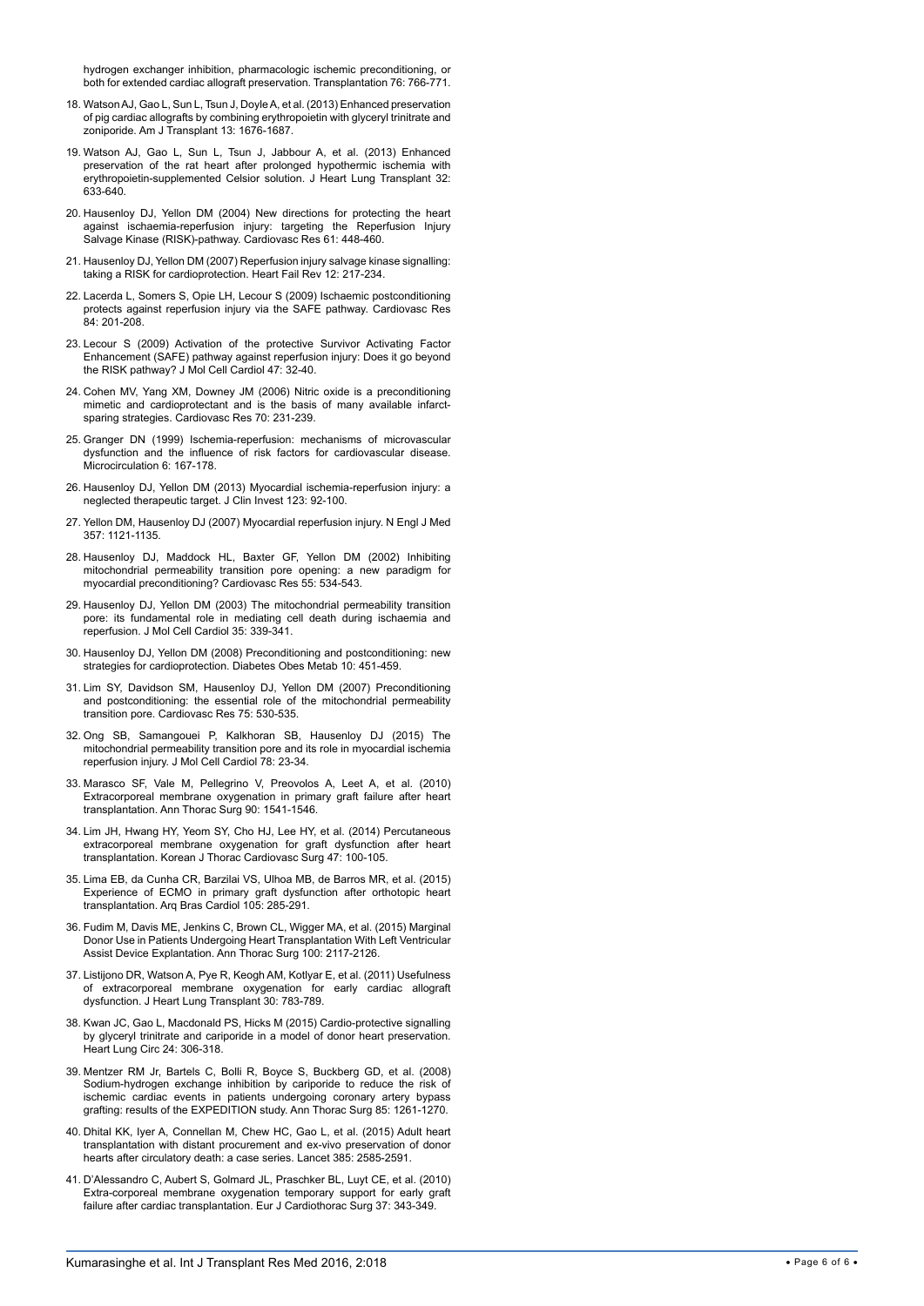hydrogen exchanger inhibition, pharmacologic ischemic preconditioning, or both for extended cardiac allograft preservation. Transplantation 76: 766-771.

18. Watson AJ, Gao L, Sun L, Tsun J, Doyle A, et al. (2013) Enhanced preservation of pig cardiac allografts by combining erythropoietin with glyceryl trinitrate and zoniporide. Am J Transplant 13: 1676-1687.

19. Watson AJ, Gao L, Sun L, Tsun J, Jabbour A, et al. (2013) Enhanced preservation of the rat heart after prolonged hypothermic ischemia with erythropoietin-supplemented Celsior solution. J Heart Lung Transplant 32: 633-640.

20. Hausenloy DJ, Yellon DM (2004) New directions for protecting the heart against ischaemia-reperfusion injury: targeting the Reperfusion Injury Salvage Kinase (RISK)-pathway. Cardiovasc Res 61: 448-460.

21. Hausenloy DJ, Yellon DM (2007) Reperfusion injury salvage kinase signalling: taking a RISK for cardioprotection. Heart Fail Rev 12: 217-234.

22. Lacerda L, Somers S, Opie LH, Lecour S (2009) Ischaemic postconditioning protects against reperfusion injury via the SAFE pathway. Cardiovasc Res 84: 201-208.

23. Lecour S (2009) Activation of the protective Survivor Activating Factor Enhancement (SAFE) pathway against reperfusion injury: Does it go beyond the RISK pathway? J Mol Cell Cardiol 47: 32-40.

24. Cohen MV, Yang XM, Downey JM (2006) Nitric oxide is a preconditioning mimetic and cardioprotectant and is the basis of many available infarct-sparing strategies. Cardiovasc Res 70: 231-239.

25. Granger DN (1999) Ischemia-reperfusion: mechanisms of microvascular dysfunction and the influence of risk factors for cardiovascular disease. Microcirculation 6: 167-178.

26. Hausenloy DJ, Yellon DM (2013) Myocardial ischemia-reperfusion injury: a neglected therapeutic target. J Clin Invest 123: 92-100.

27. Yellon DM, Hausenloy DJ (2007) Myocardial reperfusion injury. N Engl J Med 357: 1121-1135.

28. Hausenloy DJ, Maddock HL, Baxter GF, Yellon DM (2002) Inhibiting mitochondrial permeability transition pore opening: a new paradigm for myocardial preconditioning? Cardiovasc Res 55: 534-543.

29. Hausenloy DJ, Yellon DM (2003) The mitochondrial permeability transition pore: its fundamental role in mediating cell death during ischaemia and reperfusion. J Mol Cell Cardiol 35: 339-341.

30. Hausenloy DJ, Yellon DM (2008) Preconditioning and postconditioning: new strategies for cardioprotection. Diabetes Obes Metab 10: 451-459.

31. Lim SY, Davidson SM, Hausenloy DJ, Yellon DM (2007) Preconditioning and postconditioning: the essential role of the mitochondrial permeability transition pore. Cardiovasc Res 75: 530-535.

32. Ong SB, Samangouei P, Kalkhoran SB, Hausenloy DJ (2015) The mitochondrial permeability transition pore and its role in myocardial ischemia reperfusion injury. J Mol Cell Cardiol 78: 23-34.

33. Marasco SF, Vale M, Pellegrino V, Preovolos A, Leet A, et al. (2010) Extracorporeal membrane oxygenation in primary graft failure after heart transplantation. Ann Thorac Surg 90: 1541-1546.

34. Lim JH, Hwang HY, Yeom SY, Cho HJ, Lee HY, et al. (2014) Percutaneous extracorporeal membrane oxygenation for graft dysfunction after heart transplantation. Korean J Thorac Cardiovasc Surg 47: 100-105.

35. Lima EB, da Cunha CR, Barzilai VS, Ulhoa MB, de Barros MR, et al. (2015) Experience of ECMO in primary graft dysfunction after orthotopic heart transplantation. Arq Bras Cardiol 105: 285-291.

36. Fudim M, Davis ME, Jenkins C, Brown CL, Wigger MA, et al. (2015) Marginal Donor Use in Patients Undergoing Heart Transplantation With Left Ventricular Assist Device Explantation. Ann Thorac Surg 100: 2117-2126.

37. Listijono DR, Watson A, Pye R, Keogh AM, Kotlyar E, et al. (2011) Usefulness of extracorporeal membrane oxygenation for early cardiac allograft dysfunction. J Heart Lung Transplant 30: 783-789.

38. Kwan JC, Gao L, Macdonald PS, Hicks M (2015) Cardio-protective signalling by glyceryl trinitrate and cariporide in a model of donor heart preservation. Heart Lung Circ 24: 306-318.

39. Mentzer RM Jr, Bartels C, Bolli R, Boyce S, Buckberg GD, et al. (2008) Sodium-hydrogen exchange inhibition by cariporide to reduce the risk of ischemic cardiac events in patients undergoing coronary artery bypass grafting: results of the EXPEDITION study. Ann Thorac Surg 85: 1261-1270.

40. Dhital KK, Iyer A, Connellan M, Chew HC, Gao L, et al. (2015) Adult heart transplantation with distant procurement and ex-vivo preservation of donor hearts after circulatory death: a case series. Lancet 385: 2585-2591.

41. D'Alessandro C, Aubert S, Golmard JL, Praschker BL, Luyt CE, et al. (2010) Extra-corporeal membrane oxygenation temporary support for early graft failure after cardiac transplantation. Eur J Cardiothorac Surg 37: 343-349.